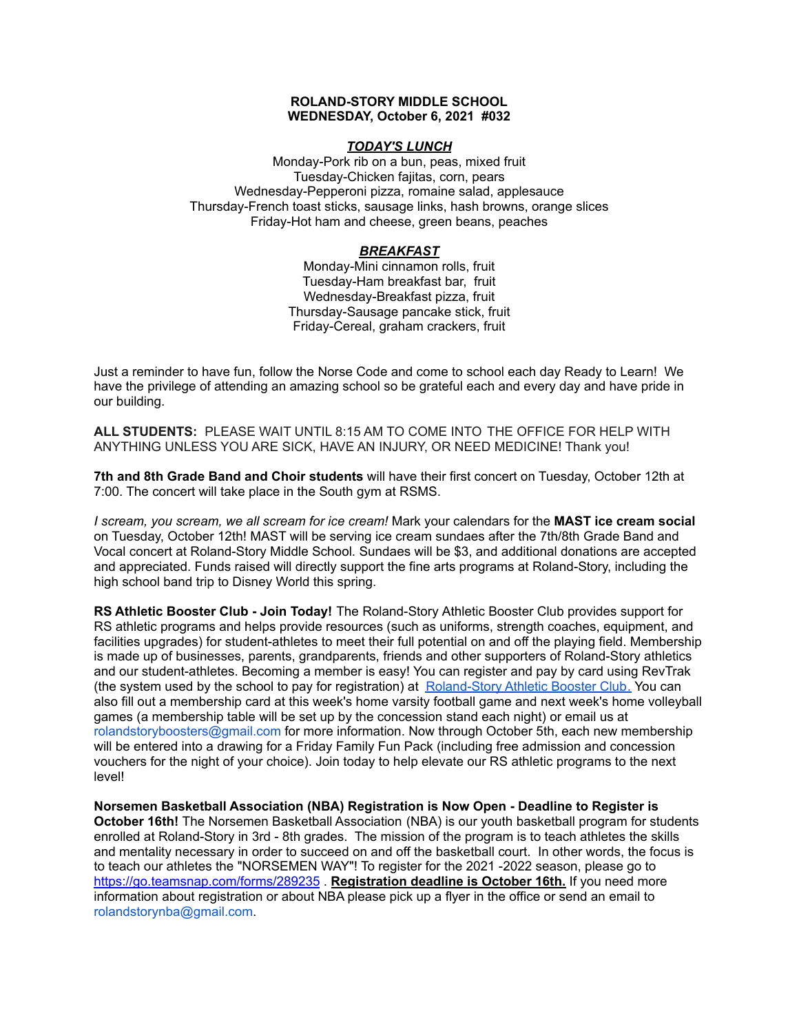**ROLAND-STORY MIDDLE SCHOOL**
**WEDNESDAY, October 6, 2021 #032**

***TODAY'S LUNCH***

Monday-Pork rib on a bun, peas, mixed fruit
Tuesday-Chicken fajitas, corn, pears
Wednesday-Pepperoni pizza, romaine salad, applesauce
Thursday-French toast sticks, sausage links, hash browns, orange slices
Friday-Hot ham and cheese, green beans, peaches

***BREAKFAST***

Monday-Mini cinnamon rolls, fruit
Tuesday-Ham breakfast bar, fruit
Wednesday-Breakfast pizza, fruit
Thursday-Sausage pancake stick, fruit
Friday-Cereal, graham crackers, fruit

Just a reminder to have fun, follow the Norse Code and come to school each day Ready to Learn! We have the privilege of attending an amazing school so be grateful each and every day and have pride in our building.

**ALL STUDENTS:** PLEASE WAIT UNTIL 8:15 AM TO COME INTO THE OFFICE FOR HELP WITH ANYTHING UNLESS YOU ARE SICK, HAVE AN INJURY, OR NEED MEDICINE! Thank you!

**7th and 8th Grade Band and Choir students** will have their first concert on Tuesday, October 12th at 7:00. The concert will take place in the South gym at RSMS.

*I scream, you scream, we all scream for ice cream!* Mark your calendars for the **MAST ice cream social** on Tuesday, October 12th! MAST will be serving ice cream sundaes after the 7th/8th Grade Band and Vocal concert at Roland-Story Middle School. Sundaes will be $3, and additional donations are accepted and appreciated. Funds raised will directly support the fine arts programs at Roland-Story, including the high school band trip to Disney World this spring.

**RS Athletic Booster Club - Join Today!** The Roland-Story Athletic Booster Club provides support for RS athletic programs and helps provide resources (such as uniforms, strength coaches, equipment, and facilities upgrades) for student-athletes to meet their full potential on and off the playing field. Membership is made up of businesses, parents, grandparents, friends and other supporters of Roland-Story athletics and our student-athletes. Becoming a member is easy! You can register and pay by card using RevTrak (the system used by the school to pay for registration) at Roland-Story Athletic Booster Club. You can also fill out a membership card at this week's home varsity football game and next week's home volleyball games (a membership table will be set up by the concession stand each night) or email us at rolandstoryboosters@gmail.com for more information. Now through October 5th, each new membership will be entered into a drawing for a Friday Family Fun Pack (including free admission and concession vouchers for the night of your choice). Join today to help elevate our RS athletic programs to the next level!

**Norsemen Basketball Association (NBA) Registration is Now Open - Deadline to Register is October 16th!** The Norsemen Basketball Association (NBA) is our youth basketball program for students enrolled at Roland-Story in 3rd - 8th grades. The mission of the program is to teach athletes the skills and mentality necessary in order to succeed on and off the basketball court. In other words, the focus is to teach our athletes the "NORSEMEN WAY"! To register for the 2021 -2022 season, please go to https://go.teamsnap.com/forms/289235 . **Registration deadline is October 16th.** If you need more information about registration or about NBA please pick up a flyer in the office or send an email to rolandstorynba@gmail.com.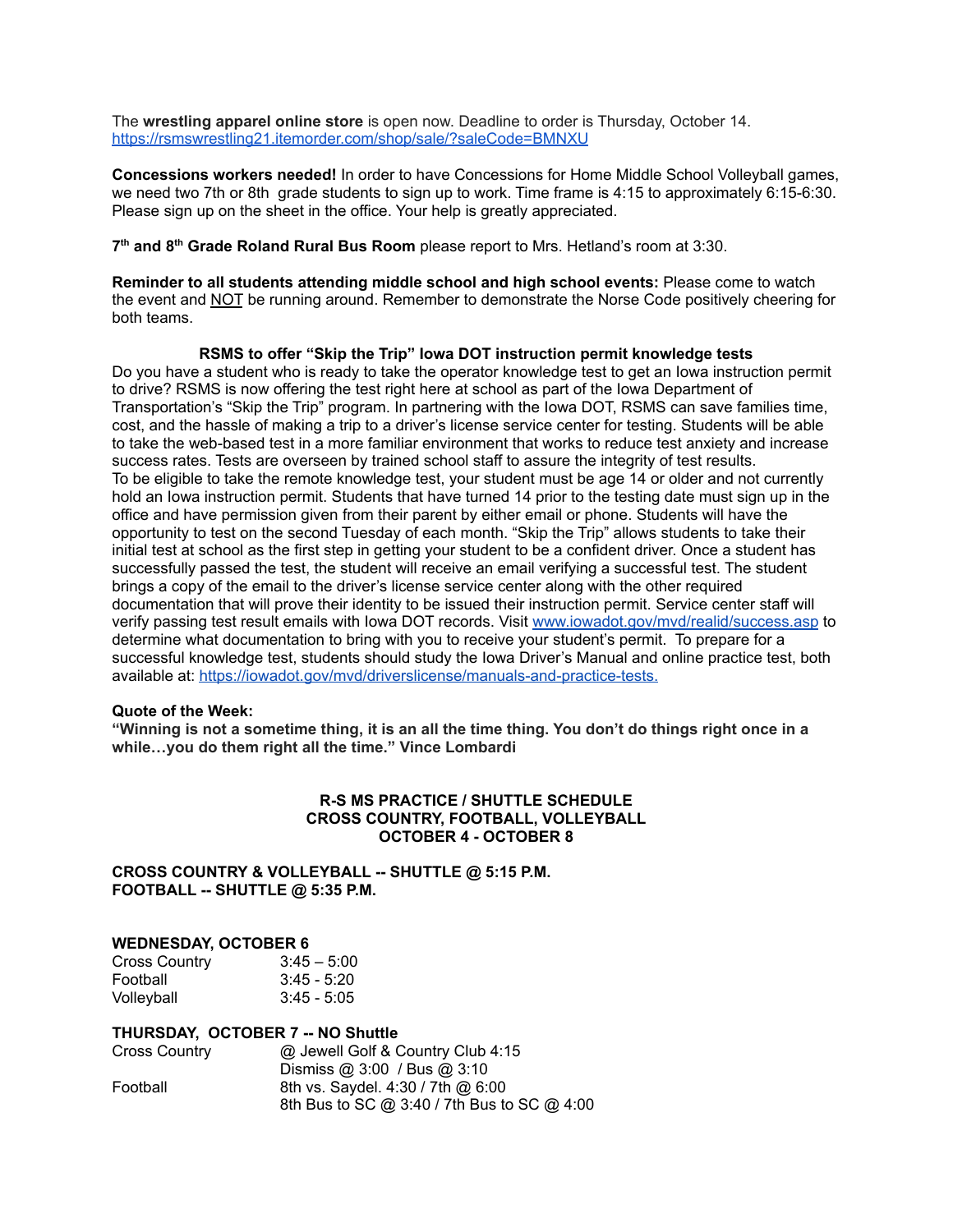The **wrestling apparel online store** is open now. Deadline to order is Thursday, October 14. [https://rsmswrestling21.itemorder.com/shop/sale/?saleCode=BMNXU](https://rsmswrestling21.itemorder.com/shop/sale/?saleCode=BMNXU)

**Concessions workers needed!** In order to have Concessions for Home Middle School Volleyball games, we need two 7th or 8th grade students to sign up to work. Time frame is 4:15 to approximately 6:15-6:30. Please sign up on the sheet in the office. Your help is greatly appreciated.

**7th and 8th Grade Roland Rural Bus Room** please report to Mrs. Hetland's room at 3:30.

**Reminder to all students attending middle school and high school events:** Please come to watch the event and NOT be running around. Remember to demonstrate the Norse Code positively cheering for both teams.

**RSMS to offer "Skip the Trip" Iowa DOT instruction permit knowledge tests**

Do you have a student who is ready to take the operator knowledge test to get an Iowa instruction permit to drive? RSMS is now offering the test right here at school as part of the Iowa Department of Transportation's "Skip the Trip" program. In partnering with the Iowa DOT, RSMS can save families time, cost, and the hassle of making a trip to a driver's license service center for testing. Students will be able to take the web-based test in a more familiar environment that works to reduce test anxiety and increase success rates. Tests are overseen by trained school staff to assure the integrity of test results.
To be eligible to take the remote knowledge test, your student must be age 14 or older and not currently hold an Iowa instruction permit. Students that have turned 14 prior to the testing date must sign up in the office and have permission given from their parent by either email or phone. Students will have the opportunity to test on the second Tuesday of each month. "Skip the Trip" allows students to take their initial test at school as the first step in getting your student to be a confident driver. Once a student has successfully passed the test, the student will receive an email verifying a successful test. The student brings a copy of the email to the driver's license service center along with the other required documentation that will prove their identity to be issued their instruction permit. Service center staff will verify passing test result emails with Iowa DOT records. Visit [www.iowadot.gov/mvd/realid/success.asp](www.iowadot.gov/mvd/realid/success.asp) to determine what documentation to bring with you to receive your student's permit. To prepare for a successful knowledge test, students should study the Iowa Driver's Manual and online practice test, both available at: [https://iowadot.gov/mvd/driverslicense/manuals-and-practice-tests.](https://iowadot.gov/mvd/driverslicense/manuals-and-practice-tests)

**Quote of the Week:**
**"Winning is not a sometime thing, it is an all the time thing. You don't do things right once in a while…you do them right all the time." Vince Lombardi**

**R-S MS PRACTICE / SHUTTLE SCHEDULE**
**CROSS COUNTRY, FOOTBALL, VOLLEYBALL**
**OCTOBER 4 - OCTOBER 8**

**CROSS COUNTRY & VOLLEYBALL -- SHUTTLE @ 5:15 P.M.**
**FOOTBALL -- SHUTTLE @ 5:35 P.M.**

**WEDNESDAY, OCTOBER 6**

| | |
|---|---|
| Cross Country | 3:45 – 5:00 |
| Football | 3:45 - 5:20 |
| Volleyball | 3:45 - 5:05 |

**THURSDAY, OCTOBER 7 -- NO Shuttle**

| | |
|---|---|
| Cross Country | @ Jewell Golf & Country Club 4:15<br>Dismiss @ 3:00 / Bus @ 3:10 |
| Football | 8th vs. Saydel. 4:30 / 7th @ 6:00<br>8th Bus to SC @ 3:40 / 7th Bus to SC @ 4:00 |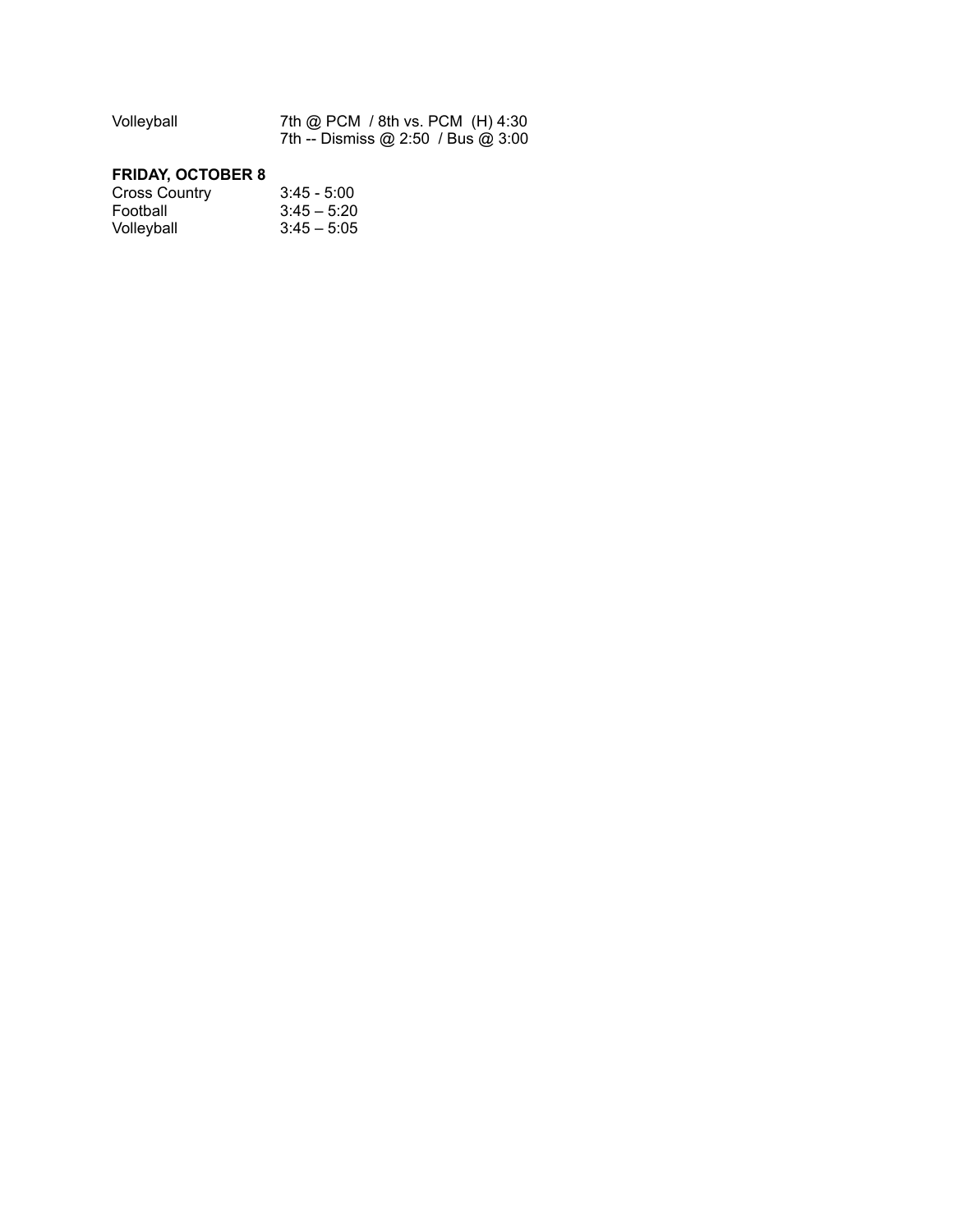| | |
|---|---|
| Volleyball | 7th @ PCM / 8th vs. PCM (H) 4:30<br>7th -- Dismiss @ 2:50 / Bus @ 3:00 |

**FRIDAY, OCTOBER 8**

| | |
|---|---|
| Cross Country | 3:45 - 5:00 |
| Football | 3:45 – 5:20 |
| Volleyball | 3:45 – 5:05 |